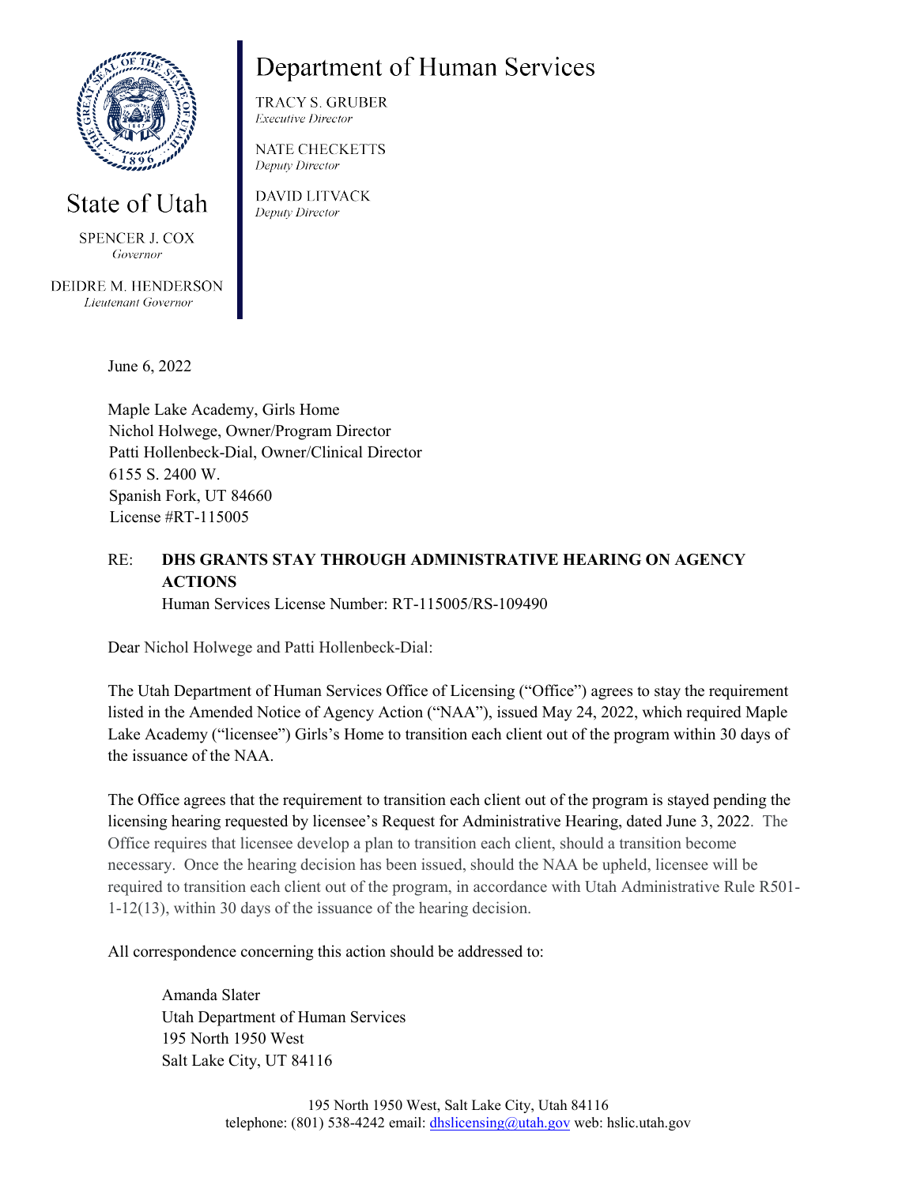State of Utah

SPENCER J. COX
*Governor*

DEIDRE M. HENDERSON
*Lieutenant Governor*

# Department of Human Services

TRACY S. GRUBER
*Executive Director*

NATE CHECKETTS
*Deputy Director*

DAVID LITVACK
*Deputy Director*

June 6, 2022

Maple Lake Academy, Girls Home
Nichol Holwege, Owner/Program Director
Patti Hollenbeck-Dial, Owner/Clinical Director
6155 S. 2400 W.
Spanish Fork, UT 84660
License #RT-115005

RE: **DHS GRANTS STAY THROUGH ADMINISTRATIVE HEARING ON AGENCY ACTIONS**
Human Services License Number: RT-115005/RS-109490

Dear Nichol Holwege and Patti Hollenbeck-Dial:

The Utah Department of Human Services Office of Licensing ("Office") agrees to stay the requirement listed in the Amended Notice of Agency Action ("NAA"), issued May 24, 2022, which required Maple Lake Academy ("licensee") Girls's Home to transition each client out of the program within 30 days of the issuance of the NAA.

The Office agrees that the requirement to transition each client out of the program is stayed pending the licensing hearing requested by licensee's Request for Administrative Hearing, dated June 3, 2022. The Office requires that licensee develop a plan to transition each client, should a transition become necessary. Once the hearing decision has been issued, should the NAA be upheld, licensee will be required to transition each client out of the program, in accordance with Utah Administrative Rule R501-1-12(13), within 30 days of the issuance of the hearing decision.

All correspondence concerning this action should be addressed to:

Amanda Slater
Utah Department of Human Services
195 North 1950 West
Salt Lake City, UT 84116

195 North 1950 West, Salt Lake City, Utah 84116
telephone: (801) 538-4242 email: dhslicensing@utah.gov web: hslic.utah.gov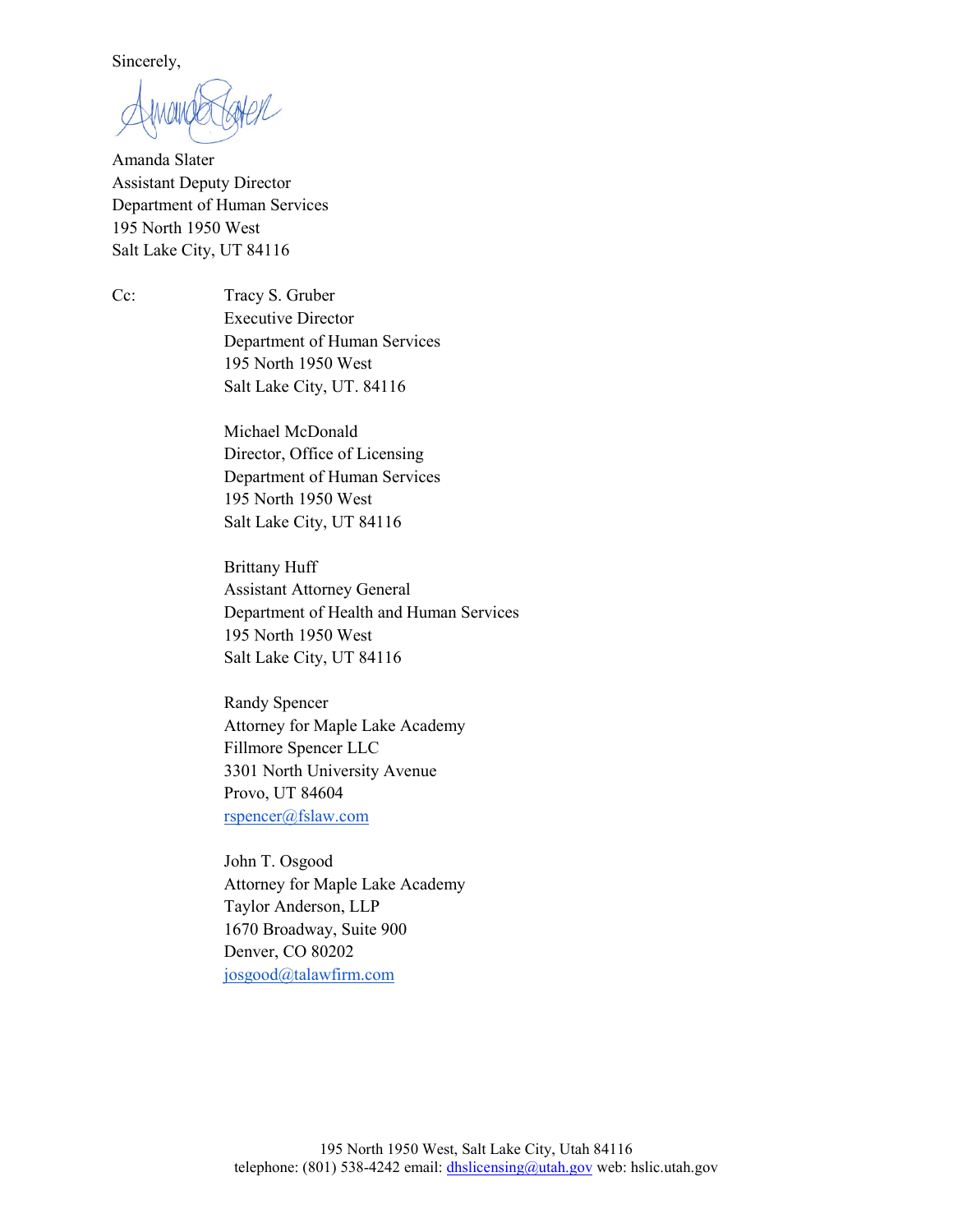Sincerely,

Amanda Slater
Assistant Deputy Director
Department of Human Services
195 North 1950 West
Salt Lake City, UT 84116

Cc:

Tracy S. Gruber
Executive Director
Department of Human Services
195 North 1950 West
Salt Lake City, UT. 84116

Michael McDonald
Director, Office of Licensing
Department of Human Services
195 North 1950 West
Salt Lake City, UT 84116

Brittany Huff
Assistant Attorney General
Department of Health and Human Services
195 North 1950 West
Salt Lake City, UT 84116

Randy Spencer
Attorney for Maple Lake Academy
Fillmore Spencer LLC
3301 North University Avenue
Provo, UT 84604
rspencer@fslaw.com

John T. Osgood
Attorney for Maple Lake Academy
Taylor Anderson, LLP
1670 Broadway, Suite 900
Denver, CO 80202
josgood@talawfirm.com